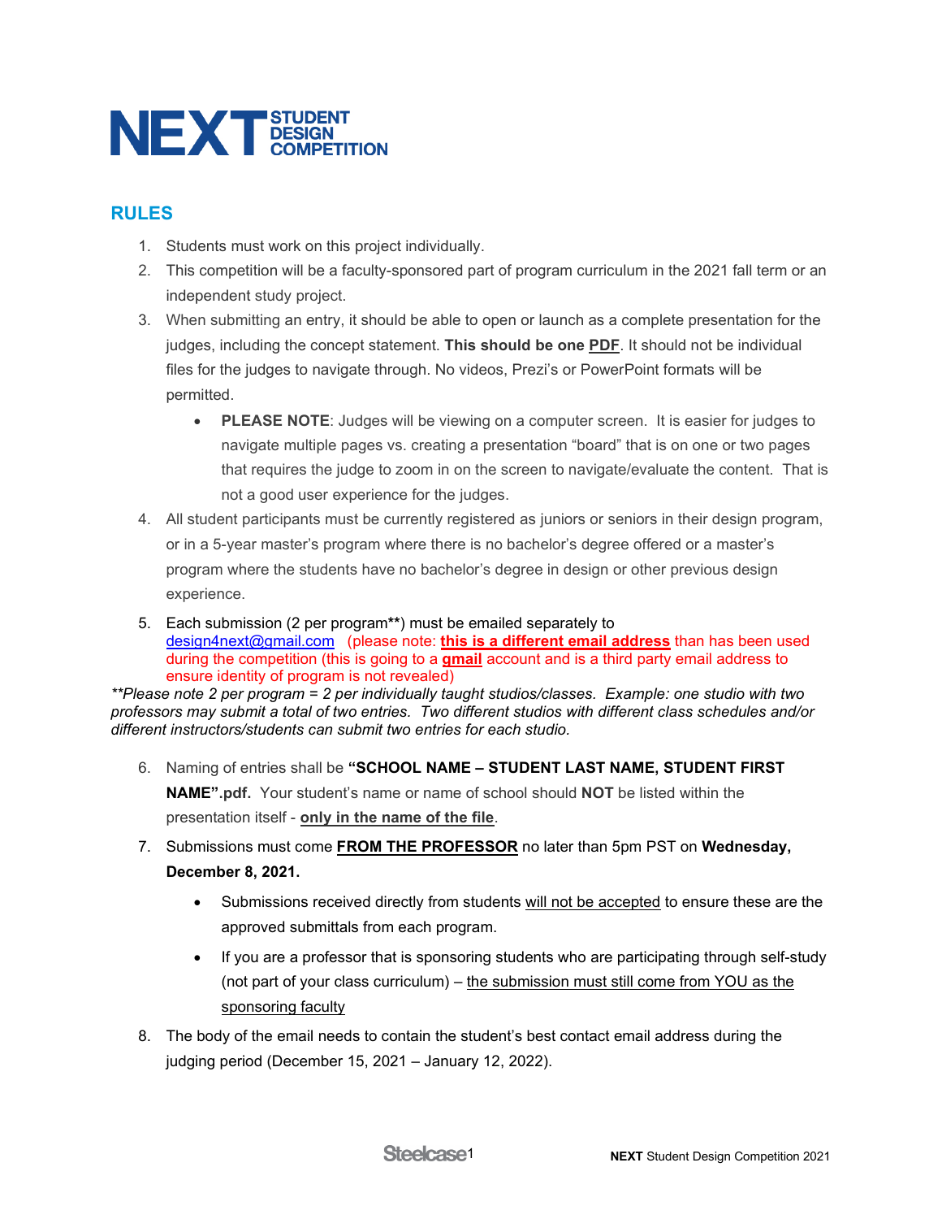# NEXT STUDENT DESIGN COMPETITION

## RULES

1. Students must work on this project individually.
2. This competition will be a faculty-sponsored part of program curriculum in the 2021 fall term or an independent study project.
3. When submitting an entry, it should be able to open or launch as a complete presentation for the judges, including the concept statement. **This should be one PDF**. It should not be individual files for the judges to navigate through. No videos, Prezi's or PowerPoint formats will be permitted.
   - **PLEASE NOTE**: Judges will be viewing on a computer screen. It is easier for judges to navigate multiple pages vs. creating a presentation "board" that is on one or two pages that requires the judge to zoom in on the screen to navigate/evaluate the content. That is not a good user experience for the judges.
4. All student participants must be currently registered as juniors or seniors in their design program, or in a 5-year master's program where there is no bachelor's degree offered or a master's program where the students have no bachelor's degree in design or other previous design experience.
5. Each submission (2 per program**) must be emailed separately to design4next@gmail.com (please note: **this is a different email address** than has been used during the competition (this is going to a **gmail** account and is a third party email address to ensure identity of program is not revealed)

***Please note 2 per program = 2 per individually taught studios/classes. Example: one studio with two professors may submit a total of two entries. Two different studios with different class schedules and/or different instructors/students can submit two entries for each studio.*

6. Naming of entries shall be **"SCHOOL NAME – STUDENT LAST NAME, STUDENT FIRST NAME".pdf.** Your student's name or name of school should **NOT** be listed within the presentation itself - **only in the name of the file**.
7. Submissions must come **FROM THE PROFESSOR** no later than 5pm PST on **Wednesday, December 8, 2021.**
   - Submissions received directly from students will not be accepted to ensure these are the approved submittals from each program.
   - If you are a professor that is sponsoring students who are participating through self-study (not part of your class curriculum) – the submission must still come from YOU as the sponsoring faculty
8. The body of the email needs to contain the student's best contact email address during the judging period (December 15, 2021 – January 12, 2022).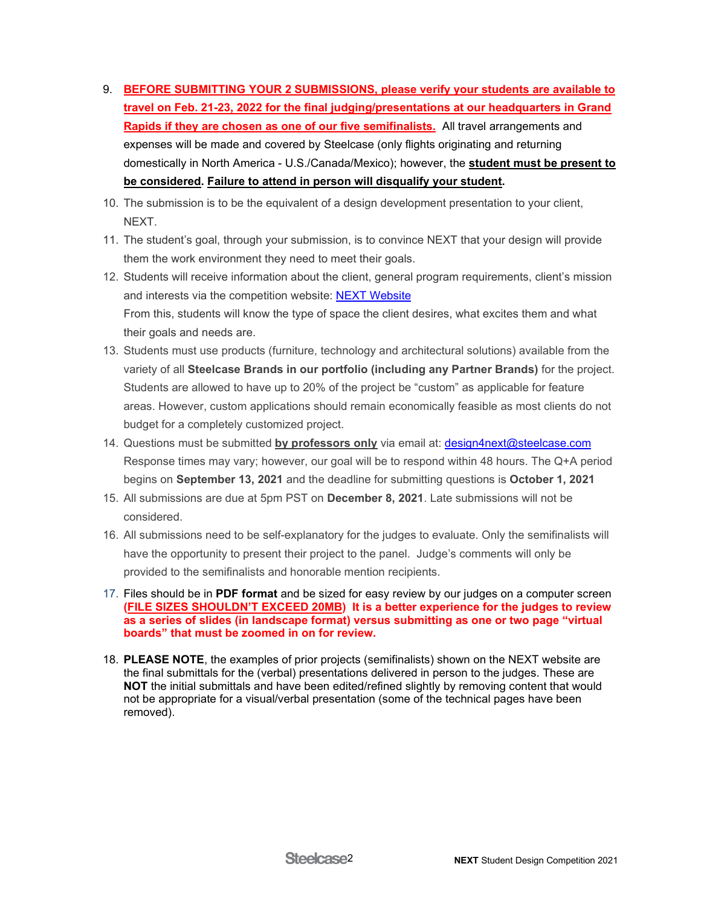9. **BEFORE SUBMITTING YOUR 2 SUBMISSIONS, please verify your students are available to travel on Feb. 21-23, 2022 for the final judging/presentations at our headquarters in Grand Rapids if they are chosen as one of our five semifinalists.** All travel arrangements and expenses will be made and covered by Steelcase (only flights originating and returning domestically in North America - U.S./Canada/Mexico); however, the **student must be present to be considered**. **Failure to attend in person will disqualify your student**.
10. The submission is to be the equivalent of a design development presentation to your client, NEXT.
11. The student's goal, through your submission, is to convince NEXT that your design will provide them the work environment they need to meet their goals.
12. Students will receive information about the client, general program requirements, client's mission and interests via the competition website: [NEXT Website]
    From this, students will know the type of space the client desires, what excites them and what their goals and needs are.
13. Students must use products (furniture, technology and architectural solutions) available from the variety of all **Steelcase Brands in our portfolio (including any Partner Brands)** for the project. Students are allowed to have up to 20% of the project be "custom" as applicable for feature areas. However, custom applications should remain economically feasible as most clients do not budget for a completely customized project.
14. Questions must be submitted **by professors only** via email at: design4next@steelcase.com
    Response times may vary; however, our goal will be to respond within 48 hours. The Q+A period begins on **September 13, 2021** and the deadline for submitting questions is **October 1, 2021**
15. All submissions are due at 5pm PST on **December 8, 2021**. Late submissions will not be considered.
16. All submissions need to be self-explanatory for the judges to evaluate. Only the semifinalists will have the opportunity to present their project to the panel. Judge's comments will only be provided to the semifinalists and honorable mention recipients.
17. Files should be in **PDF format** and be sized for easy review by our judges on a computer screen **(FILE SIZES SHOULDN'T EXCEED 20MB) It is a better experience for the judges to review as a series of slides (in landscape format) versus submitting as one or two page "virtual boards" that must be zoomed in on for review.**
18. **PLEASE NOTE**, the examples of prior projects (semifinalists) shown on the NEXT website are the final submittals for the (verbal) presentations delivered in person to the judges. These are **NOT** the initial submittals and have been edited/refined slightly by removing content that would not be appropriate for a visual/verbal presentation (some of the technical pages have been removed).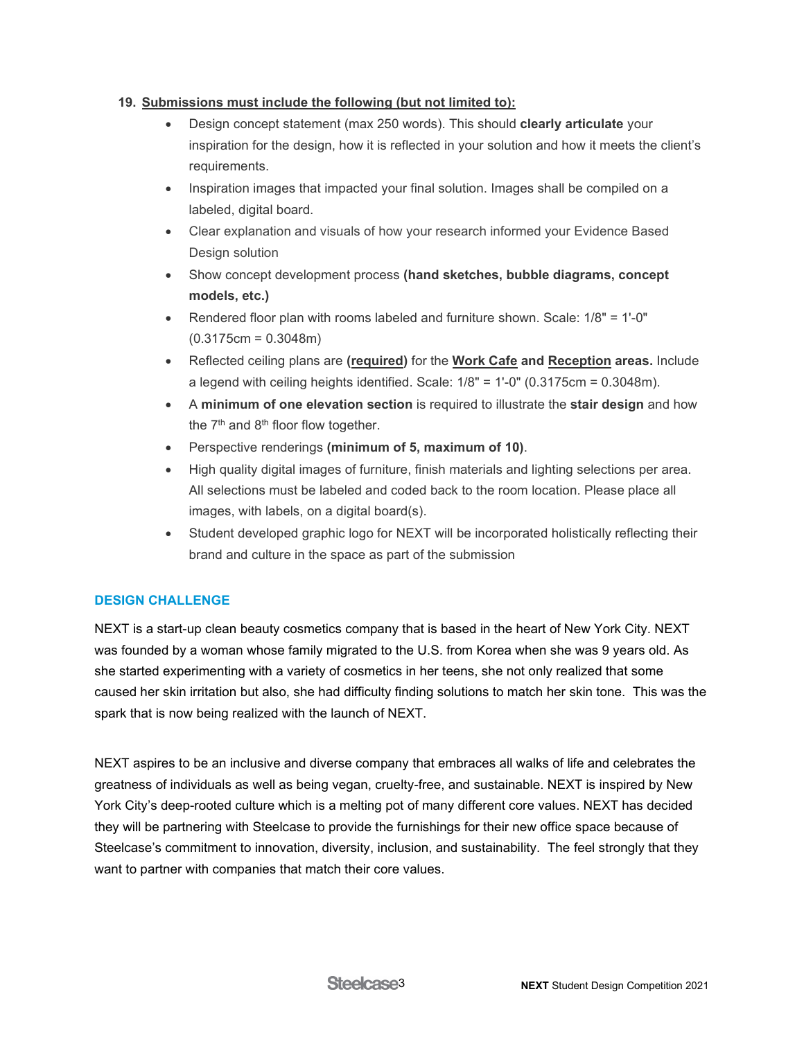19. **<u>Submissions must include the following (but not limited to):</u>**

    - Design concept statement (max 250 words). This should **clearly articulate** your inspiration for the design, how it is reflected in your solution and how it meets the client's requirements.
    - Inspiration images that impacted your final solution. Images shall be compiled on a labeled, digital board.
    - Clear explanation and visuals of how your research informed your Evidence Based Design solution
    - Show concept development process **(hand sketches, bubble diagrams, concept models, etc.)**
    - Rendered floor plan with rooms labeled and furniture shown. Scale: 1/8" = 1'-0" (0.3175cm = 0.3048m)
    - Reflected ceiling plans are **(<u>required</u>)** for the **<u>Work Cafe</u> and <u>Reception</u> areas.** Include a legend with ceiling heights identified. Scale: 1/8" = 1'-0" (0.3175cm = 0.3048m).
    - A **minimum of one elevation section** is required to illustrate the **stair design** and how the 7th and 8th floor flow together.
    - Perspective renderings **(minimum of 5, maximum of 10)**.
    - High quality digital images of furniture, finish materials and lighting selections per area. All selections must be labeled and coded back to the room location. Please place all images, with labels, on a digital board(s).
    - Student developed graphic logo for NEXT will be incorporated holistically reflecting their brand and culture in the space as part of the submission

## DESIGN CHALLENGE

NEXT is a start-up clean beauty cosmetics company that is based in the heart of New York City. NEXT was founded by a woman whose family migrated to the U.S. from Korea when she was 9 years old. As she started experimenting with a variety of cosmetics in her teens, she not only realized that some caused her skin irritation but also, she had difficulty finding solutions to match her skin tone. This was the spark that is now being realized with the launch of NEXT.

NEXT aspires to be an inclusive and diverse company that embraces all walks of life and celebrates the greatness of individuals as well as being vegan, cruelty-free, and sustainable. NEXT is inspired by New York City's deep-rooted culture which is a melting pot of many different core values. NEXT has decided they will be partnering with Steelcase to provide the furnishings for their new office space because of Steelcase's commitment to innovation, diversity, inclusion, and sustainability. The feel strongly that they want to partner with companies that match their core values.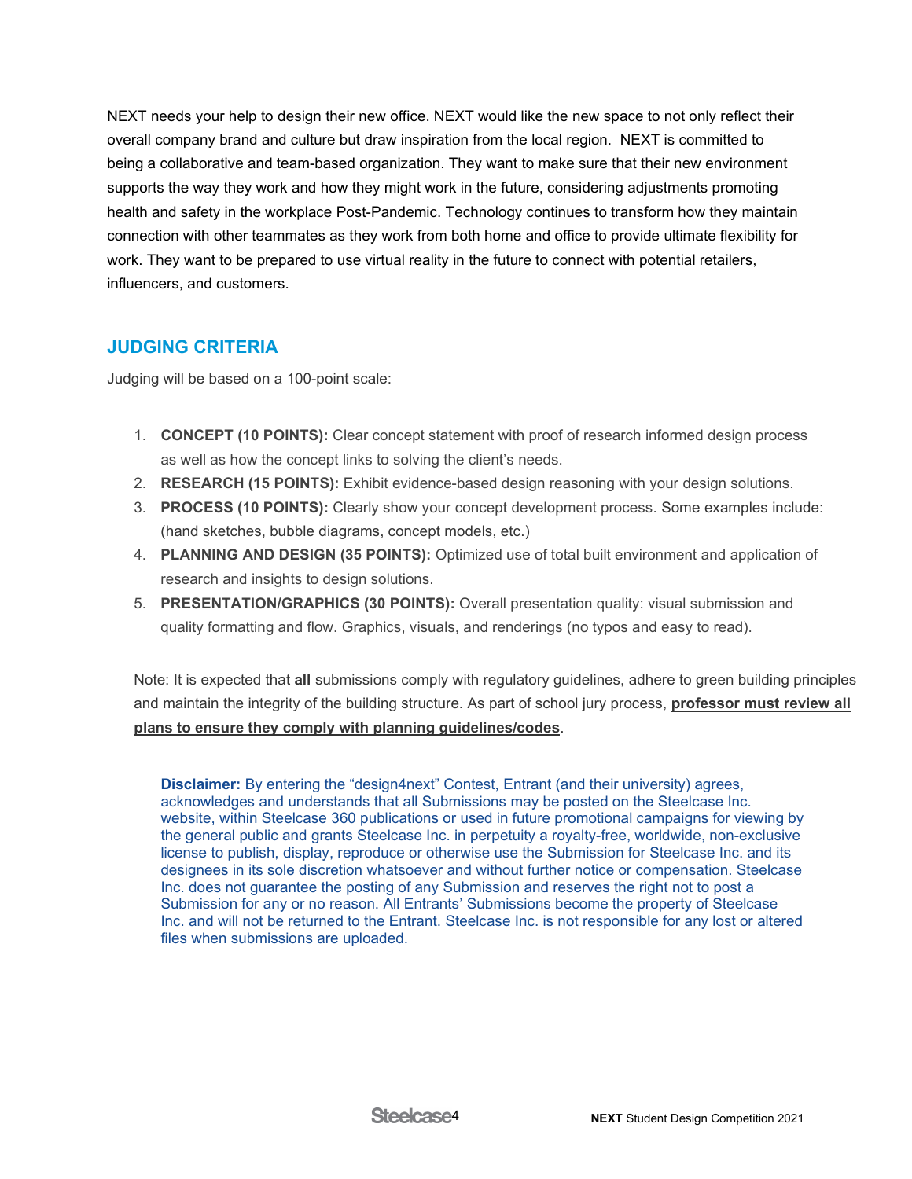NEXT needs your help to design their new office. NEXT would like the new space to not only reflect their overall company brand and culture but draw inspiration from the local region. NEXT is committed to being a collaborative and team-based organization. They want to make sure that their new environment supports the way they work and how they might work in the future, considering adjustments promoting health and safety in the workplace Post-Pandemic. Technology continues to transform how they maintain connection with other teammates as they work from both home and office to provide ultimate flexibility for work. They want to be prepared to use virtual reality in the future to connect with potential retailers, influencers, and customers.

## JUDGING CRITERIA

Judging will be based on a 100-point scale:

1. **CONCEPT (10 POINTS):** Clear concept statement with proof of research informed design process as well as how the concept links to solving the client's needs.
2. **RESEARCH (15 POINTS):** Exhibit evidence-based design reasoning with your design solutions.
3. **PROCESS (10 POINTS):** Clearly show your concept development process. Some examples include: (hand sketches, bubble diagrams, concept models, etc.)
4. **PLANNING AND DESIGN (35 POINTS):** Optimized use of total built environment and application of research and insights to design solutions.
5. **PRESENTATION/GRAPHICS (30 POINTS):** Overall presentation quality: visual submission and quality formatting and flow. Graphics, visuals, and renderings (no typos and easy to read).

Note: It is expected that **all** submissions comply with regulatory guidelines, adhere to green building principles and maintain the integrity of the building structure. As part of school jury process, **professor must review all plans to ensure they comply with planning guidelines/codes**.

**Disclaimer:** By entering the "design4next" Contest, Entrant (and their university) agrees, acknowledges and understands that all Submissions may be posted on the Steelcase Inc. website, within Steelcase 360 publications or used in future promotional campaigns for viewing by the general public and grants Steelcase Inc. in perpetuity a royalty-free, worldwide, non-exclusive license to publish, display, reproduce or otherwise use the Submission for Steelcase Inc. and its designees in its sole discretion whatsoever and without further notice or compensation. Steelcase Inc. does not guarantee the posting of any Submission and reserves the right not to post a Submission for any or no reason. All Entrants' Submissions become the property of Steelcase Inc. and will not be returned to the Entrant. Steelcase Inc. is not responsible for any lost or altered files when submissions are uploaded.